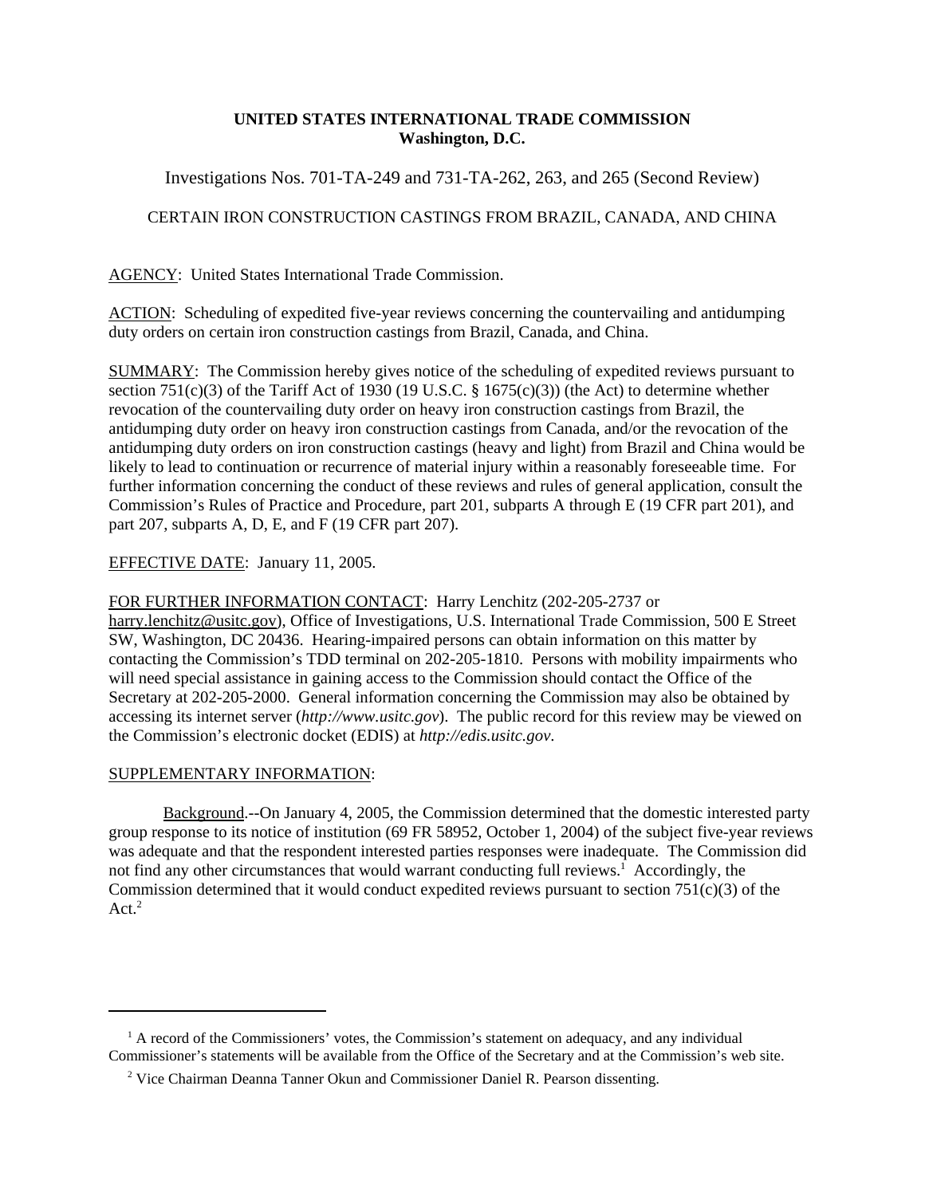**UNITED STATES INTERNATIONAL TRADE COMMISSION**
**Washington, D.C.**

Investigations Nos. 701-TA-249 and 731-TA-262, 263, and 265 (Second Review)

CERTAIN IRON CONSTRUCTION CASTINGS FROM BRAZIL, CANADA, AND CHINA

AGENCY: United States International Trade Commission.

ACTION: Scheduling of expedited five-year reviews concerning the countervailing and antidumping duty orders on certain iron construction castings from Brazil, Canada, and China.

SUMMARY: The Commission hereby gives notice of the scheduling of expedited reviews pursuant to section 751(c)(3) of the Tariff Act of 1930 (19 U.S.C. § 1675(c)(3)) (the Act) to determine whether revocation of the countervailing duty order on heavy iron construction castings from Brazil, the antidumping duty order on heavy iron construction castings from Canada, and/or the revocation of the antidumping duty orders on iron construction castings (heavy and light) from Brazil and China would be likely to lead to continuation or recurrence of material injury within a reasonably foreseeable time. For further information concerning the conduct of these reviews and rules of general application, consult the Commission's Rules of Practice and Procedure, part 201, subparts A through E (19 CFR part 201), and part 207, subparts A, D, E, and F (19 CFR part 207).

EFFECTIVE DATE: January 11, 2005.

FOR FURTHER INFORMATION CONTACT: Harry Lenchitz (202-205-2737 or harry.lenchitz@usitc.gov), Office of Investigations, U.S. International Trade Commission, 500 E Street SW, Washington, DC 20436. Hearing-impaired persons can obtain information on this matter by contacting the Commission's TDD terminal on 202-205-1810. Persons with mobility impairments who will need special assistance in gaining access to the Commission should contact the Office of the Secretary at 202-205-2000. General information concerning the Commission may also be obtained by accessing its internet server (*http://www.usitc.gov*). The public record for this review may be viewed on the Commission's electronic docket (EDIS) at *http://edis.usitc.gov*.

SUPPLEMENTARY INFORMATION:

Background.--On January 4, 2005, the Commission determined that the domestic interested party group response to its notice of institution (69 FR 58952, October 1, 2004) of the subject five-year reviews was adequate and that the respondent interested parties responses were inadequate. The Commission did not find any other circumstances that would warrant conducting full reviews.[1] Accordingly, the Commission determined that it would conduct expedited reviews pursuant to section 751(c)(3) of the Act.[2]

[1] A record of the Commissioners' votes, the Commission's statement on adequacy, and any individual Commissioner's statements will be available from the Office of the Secretary and at the Commission's web site.

[2] Vice Chairman Deanna Tanner Okun and Commissioner Daniel R. Pearson dissenting.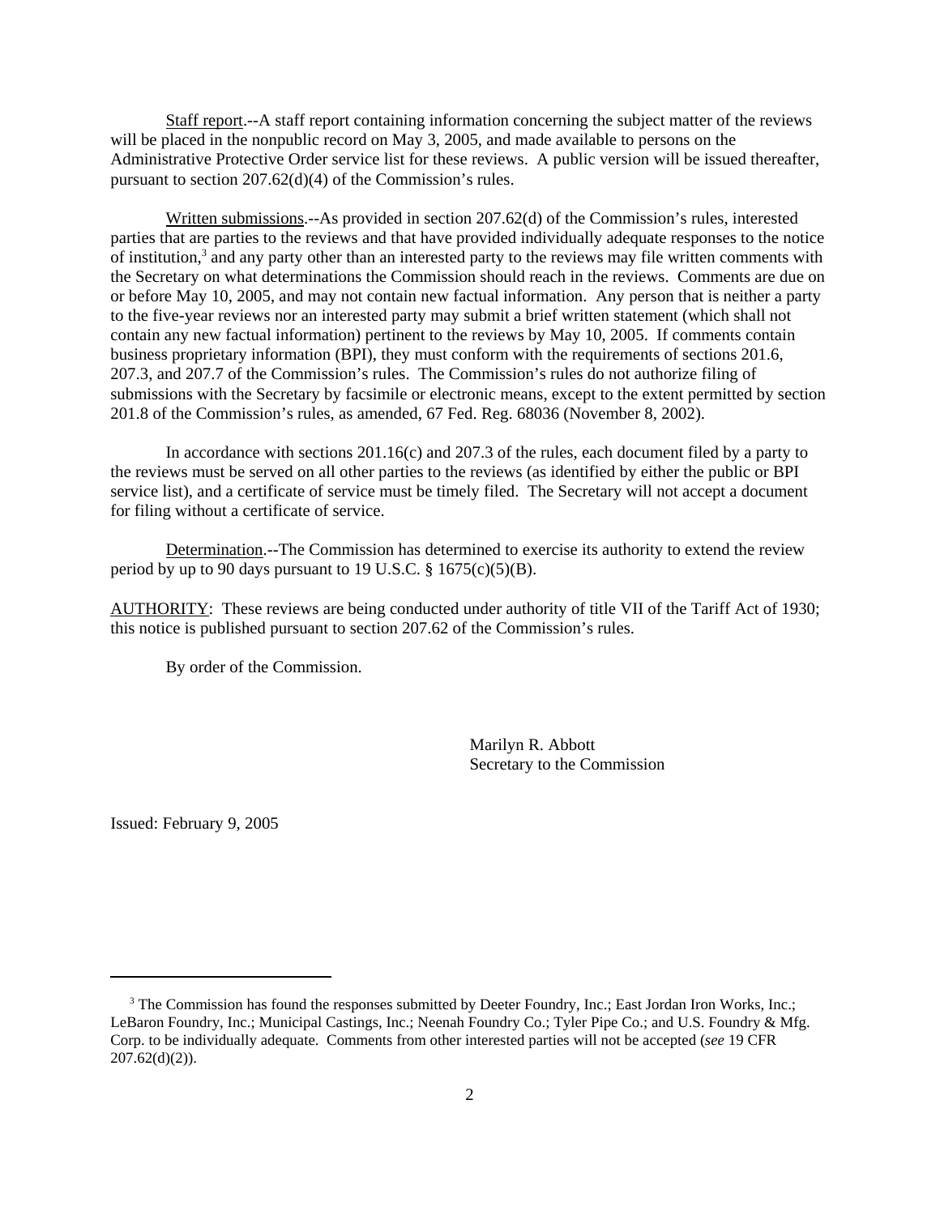Staff report.--A staff report containing information concerning the subject matter of the reviews will be placed in the nonpublic record on May 3, 2005, and made available to persons on the Administrative Protective Order service list for these reviews. A public version will be issued thereafter, pursuant to section 207.62(d)(4) of the Commission's rules.

Written submissions.--As provided in section 207.62(d) of the Commission's rules, interested parties that are parties to the reviews and that have provided individually adequate responses to the notice of institution,[3] and any party other than an interested party to the reviews may file written comments with the Secretary on what determinations the Commission should reach in the reviews. Comments are due on or before May 10, 2005, and may not contain new factual information. Any person that is neither a party to the five-year reviews nor an interested party may submit a brief written statement (which shall not contain any new factual information) pertinent to the reviews by May 10, 2005. If comments contain business proprietary information (BPI), they must conform with the requirements of sections 201.6, 207.3, and 207.7 of the Commission's rules. The Commission's rules do not authorize filing of submissions with the Secretary by facsimile or electronic means, except to the extent permitted by section 201.8 of the Commission's rules, as amended, 67 Fed. Reg. 68036 (November 8, 2002).

In accordance with sections 201.16(c) and 207.3 of the rules, each document filed by a party to the reviews must be served on all other parties to the reviews (as identified by either the public or BPI service list), and a certificate of service must be timely filed. The Secretary will not accept a document for filing without a certificate of service.

Determination.--The Commission has determined to exercise its authority to extend the review period by up to 90 days pursuant to 19 U.S.C. § 1675(c)(5)(B).

AUTHORITY: These reviews are being conducted under authority of title VII of the Tariff Act of 1930; this notice is published pursuant to section 207.62 of the Commission's rules.

By order of the Commission.

Marilyn R. Abbott
Secretary to the Commission

Issued: February 9, 2005

[3] The Commission has found the responses submitted by Deeter Foundry, Inc.; East Jordan Iron Works, Inc.; LeBaron Foundry, Inc.; Municipal Castings, Inc.; Neenah Foundry Co.; Tyler Pipe Co.; and U.S. Foundry & Mfg. Corp. to be individually adequate. Comments from other interested parties will not be accepted (*see* 19 CFR 207.62(d)(2)).